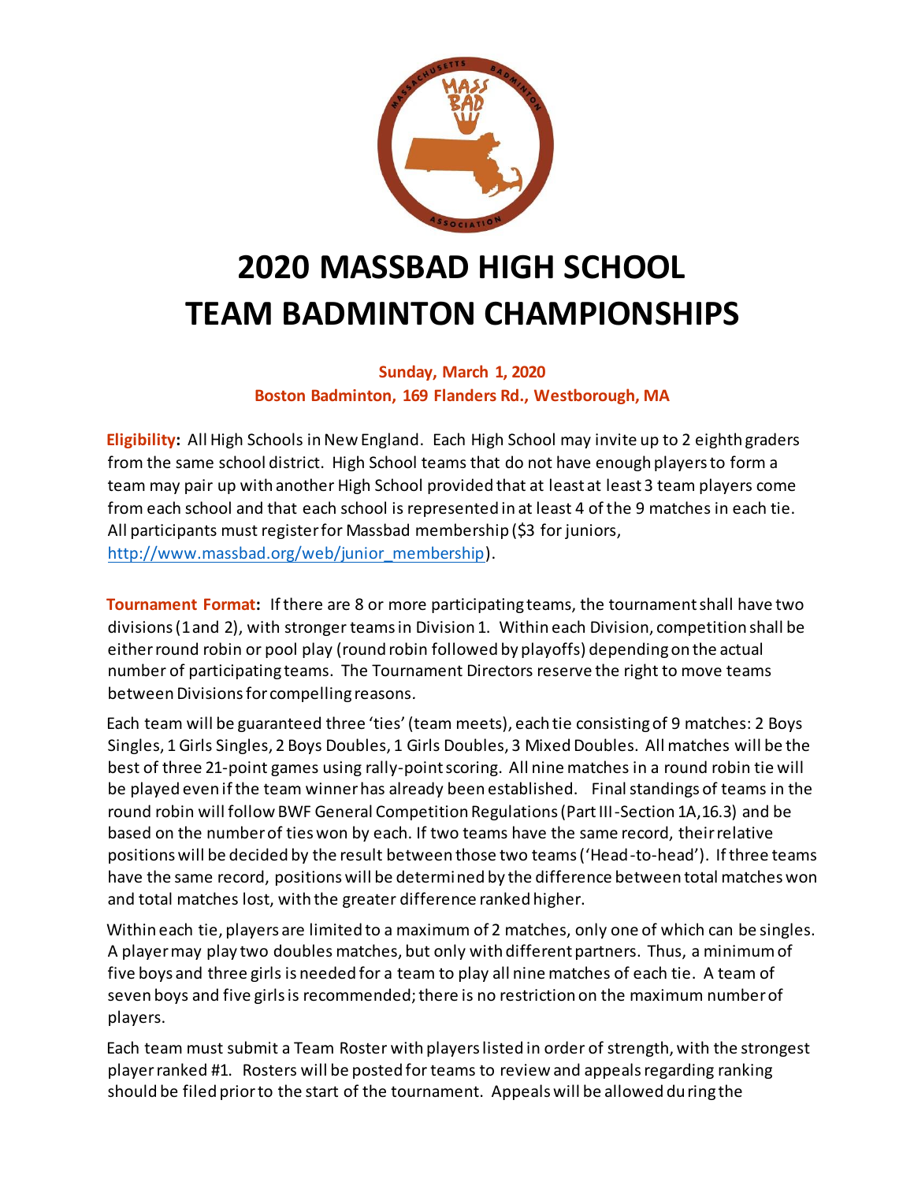# 2020 MASSBAD HIGH SCHOOL TEAM BADMINTON CHAMPIONSHIPS

**Sunday, March 1, 2020**
**Boston Badminton, 169 Flanders Rd., Westborough, MA**

**Eligibility:** All High Schools in New England. Each High School may invite up to 2 eighth graders from the same school district. High School teams that do not have enough players to form a team may pair up with another High School provided that at least at least 3 team players come from each school and that each school is represented in at least 4 of the 9 matches in each tie. All participants must register for Massbad membership ($3 for juniors, http://www.massbad.org/web/junior_membership).

**Tournament Format:** If there are 8 or more participating teams, the tournament shall have two divisions (1 and 2), with stronger teams in Division 1. Within each Division, competition shall be either round robin or pool play (round robin followed by playoffs) depending on the actual number of participating teams. The Tournament Directors reserve the right to move teams between Divisions for compelling reasons.

Each team will be guaranteed three 'ties' (team meets), each tie consisting of 9 matches: 2 Boys Singles, 1 Girls Singles, 2 Boys Doubles, 1 Girls Doubles, 3 Mixed Doubles. All matches will be the best of three 21-point games using rally-point scoring. All nine matches in a round robin tie will be played even if the team winner has already been established. Final standings of teams in the round robin will follow BWF General Competition Regulations (Part III-Section 1A,16.3) and be based on the number of ties won by each. If two teams have the same record, their relative positions will be decided by the result between those two teams ('Head-to-head'). If three teams have the same record, positions will be determined by the difference between total matches won and total matches lost, with the greater difference ranked higher.

Within each tie, players are limited to a maximum of 2 matches, only one of which can be singles. A player may play two doubles matches, but only with different partners. Thus, a minimum of five boys and three girls is needed for a team to play all nine matches of each tie. A team of seven boys and five girls is recommended; there is no restriction on the maximum number of players.

Each team must submit a Team Roster with players listed in order of strength, with the strongest player ranked #1. Rosters will be posted for teams to review and appeals regarding ranking should be filed prior to the start of the tournament. Appeals will be allowed during the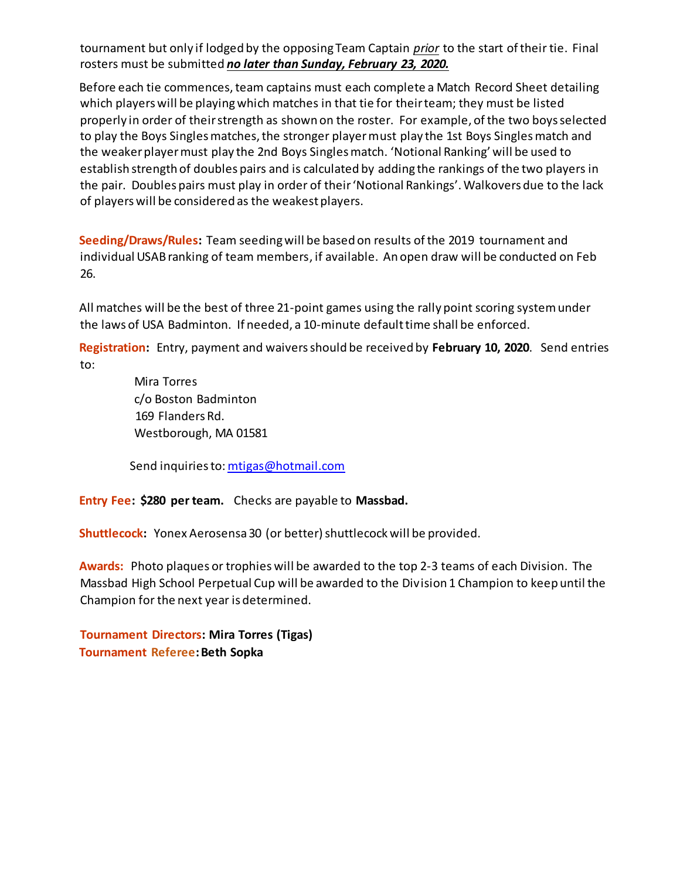tournament but only if lodged by the opposing Team Captain *prior* to the start of their tie. Final rosters must be submitted ***no later than Sunday, February 23, 2020.***

Before each tie commences, team captains must each complete a Match Record Sheet detailing which players will be playing which matches in that tie for their team; they must be listed properly in order of their strength as shown on the roster. For example, of the two boys selected to play the Boys Singles matches, the stronger player must play the 1st Boys Singles match and the weaker player must play the 2nd Boys Singles match. 'Notional Ranking' will be used to establish strength of doubles pairs and is calculated by adding the rankings of the two players in the pair. Doubles pairs must play in order of their 'Notional Rankings'. Walkovers due to the lack of players will be considered as the weakest players.

**Seeding/Draws/Rules:** Team seeding will be based on results of the 2019 tournament and individual USAB ranking of team members, if available. An open draw will be conducted on Feb 26.

All matches will be the best of three 21-point games using the rally point scoring system under the laws of USA Badminton. If needed, a 10-minute default time shall be enforced.

**Registration:** Entry, payment and waivers should be received by **February 10, 2020**. Send entries to:

Mira Torres
c/o Boston Badminton
169 Flanders Rd.
Westborough, MA 01581

Send inquiries to: mtigas@hotmail.com

**Entry Fee: $280 per team.** Checks are payable to **Massbad.**

**Shuttlecock:** Yonex Aerosensa 30 (or better) shuttlecock will be provided.

**Awards:** Photo plaques or trophies will be awarded to the top 2-3 teams of each Division. The Massbad High School Perpetual Cup will be awarded to the Division 1 Champion to keep until the Champion for the next year is determined.

**Tournament Directors: Mira Torres (Tigas)**
**Tournament Referee: Beth Sopka**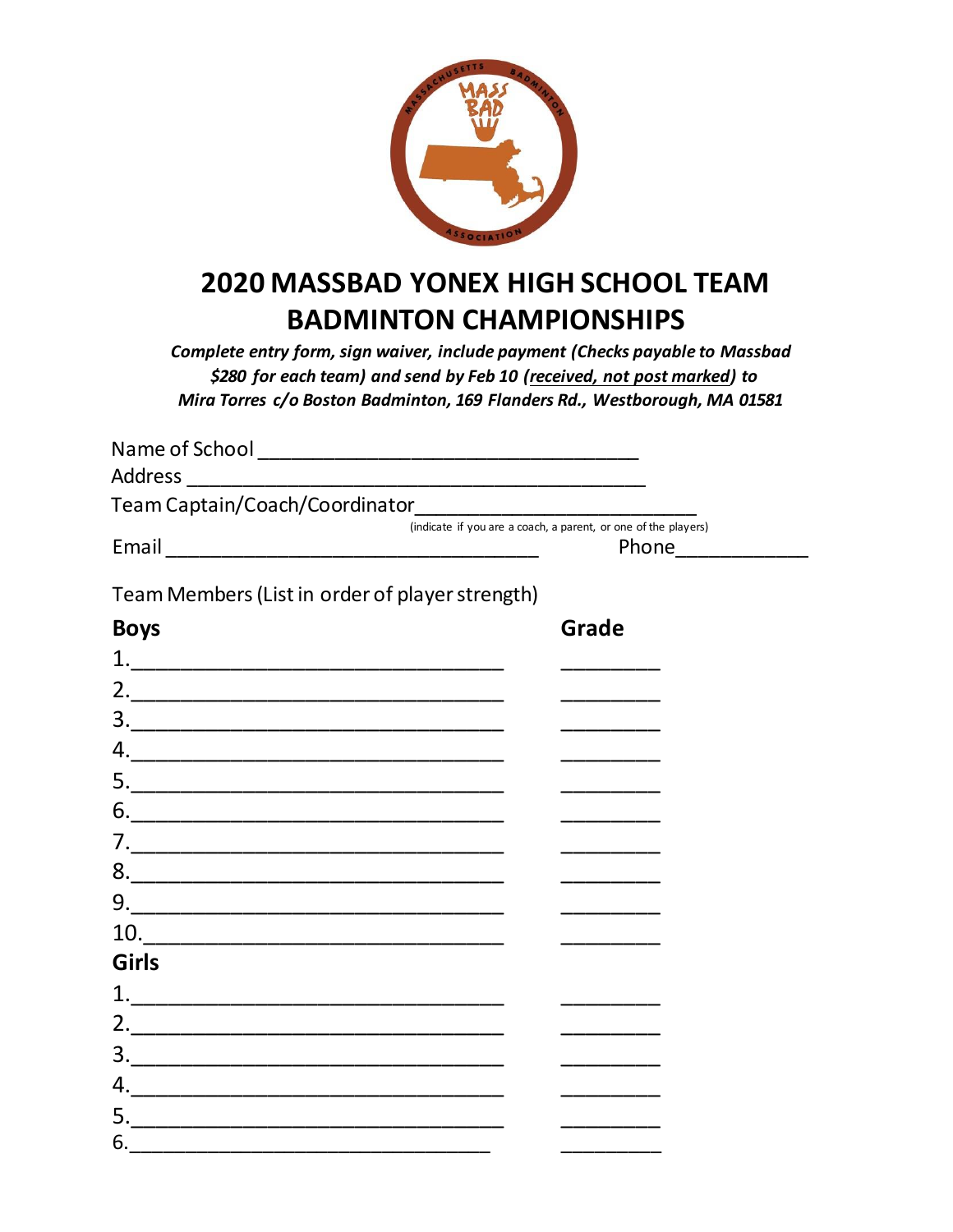# 2020 MASSBAD YONEX HIGH SCHOOL TEAM BADMINTON CHAMPIONSHIPS

***Complete entry form, sign waiver, include payment (Checks payable to Massbad $280 for each team) and send by Feb 10 (received, not post marked) to Mira Torres c/o Boston Badminton, 169 Flanders Rd., Westborough, MA 01581***

Name of School ________________________________

Address ________________________________________

Team Captain/Coach/Coordinator________________________
(indicate if you are a coach, a parent, or one of the players)

Email ________________________________ Phone___________

Team Members (List in order of player strength)

| **Boys** | **Grade** |
|---|---|
| 1.______________________________ | ________ |
| 2.______________________________ | ________ |
| 3.______________________________ | ________ |
| 4.______________________________ | ________ |
| 5.______________________________ | ________ |
| 6.______________________________ | ________ |
| 7.______________________________ | ________ |
| 8.______________________________ | ________ |
| 9.______________________________ | ________ |
| 10._____________________________ | ________ |
| **Girls** | |
| 1.______________________________ | ________ |
| 2.______________________________ | ________ |
| 3.______________________________ | ________ |
| 4.______________________________ | ________ |
| 5.______________________________ | ________ |
| 6.______________________________ | ________ |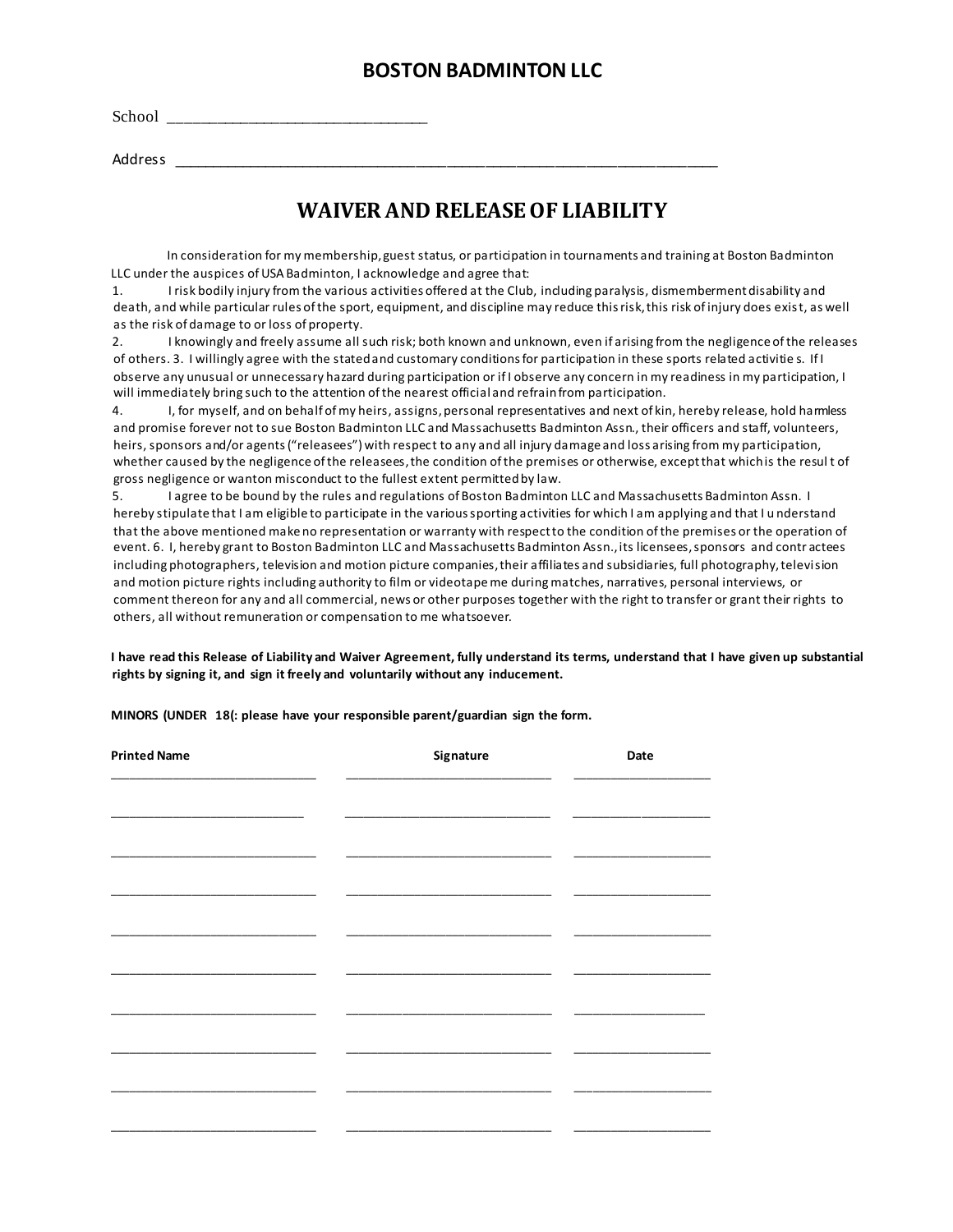# BOSTON BADMINTON LLC

School ___________________________________

Address ______________________________________________________________________

## WAIVER AND RELEASE OF LIABILITY

In consideration for my membership, guest status, or participation in tournaments and training at Boston Badminton LLC under the auspices of USA Badminton, I acknowledge and agree that:

1. I risk bodily injury from the various activities offered at the Club, including paralysis, dismemberment disability and death, and while particular rules of the sport, equipment, and discipline may reduce this risk, this risk of injury does exist, as well as the risk of damage to or loss of property.
2. I knowingly and freely assume all such risk; both known and unknown, even if arising from the negligence of the releases of others. 3. I willingly agree with the stated and customary conditions for participation in these sports related activitie s. If I observe any unusual or unnecessary hazard during participation or if I observe any concern in my readiness in my participation, I will immediately bring such to the attention of the nearest official and refrain from participation.
4. I, for myself, and on behalf of my heirs, assigns, personal representatives and next of kin, hereby release, hold harmless and promise forever not to sue Boston Badminton LLC and Massachusetts Badminton Assn., their officers and staff, volunteers, heirs, sponsors and/or agents ("releasees") with respect to any and all injury damage and loss arising from my participation, whether caused by the negligence of the releasees, the condition of the premises or otherwise, except that which is the resul t of gross negligence or wanton misconduct to the fullest extent permitted by law.
5. I agree to be bound by the rules and regulations of Boston Badminton LLC and Massachusetts Badminton Assn. I hereby stipulate that I am eligible to participate in the various sporting activities for which I am applying and that I u nderstand that the above mentioned make no representation or warranty with respect to the condition of the premises or the operation of event. 6. I, hereby grant to Boston Badminton LLC and Massachusetts Badminton Assn., its licensees, sponsors and contr actees including photographers, television and motion picture companies, their affiliates and subsidiaries, full photography, televi sion and motion picture rights including authority to film or videotape me during matches, narratives, personal interviews, or comment thereon for any and all commercial, news or other purposes together with the right to transfer or grant their rights to others, all without remuneration or compensation to me whatsoever.

**I have read this Release of Liability and Waiver Agreement, fully understand its terms, understand that I have given up substantial rights by signing it, and sign it freely and voluntarily without any inducement.**

**MINORS (UNDER 18(: please have your responsible parent/guardian sign the form.**

| Printed Name | Signature | Date |
|---|---|---|
| | | |
| | | |
| | | |
| | | |
| | | |
| | | |
| | | |
| | | |
| | | |
| | | |